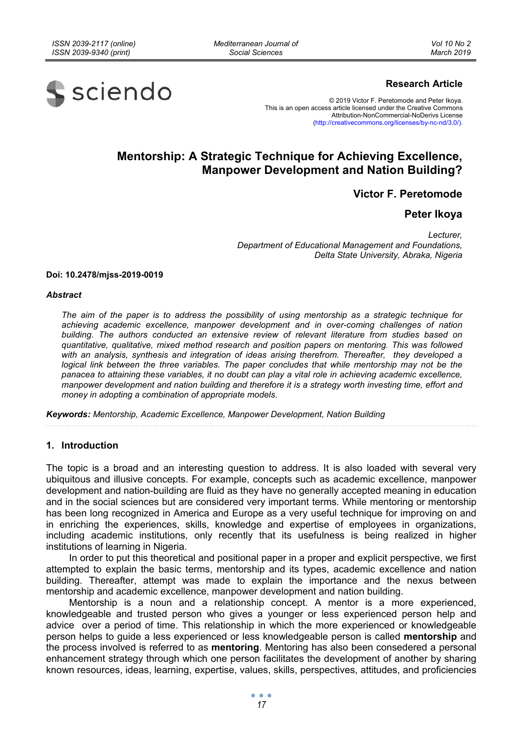**Research Article**

© 2019 Victor F. Peretomode and Peter Ikoya.
This is an open access article licensed under the Creative Commons Attribution-NonCommercial-NoDerivs License (http://creativecommons.org/licenses/by-nc-nd/3.0/).

# Mentorship: A Strategic Technique for Achieving Excellence, Manpower Development and Nation Building?

**Victor F. Peretomode**

**Peter Ikoya**

*Lecturer,*
*Department of Educational Management and Foundations,*
*Delta State University, Abraka, Nigeria*

**Doi: 10.2478/mjss-2019-0019**

***Abstract***

*The aim of the paper is to address the possibility of using mentorship as a strategic technique for achieving academic excellence, manpower development and in over-coming challenges of nation building. The authors conducted an extensive review of relevant literature from studies based on quantitative, qualitative, mixed method research and position papers on mentoring. This was followed with an analysis, synthesis and integration of ideas arising therefrom. Thereafter, they developed a logical link between the three variables. The paper concludes that while mentorship may not be the panacea to attaining these variables, it no doubt can play a vital role in achieving academic excellence, manpower development and nation building and therefore it is a strategy worth investing time, effort and money in adopting a combination of appropriate models.*

***Keywords:*** *Mentorship, Academic Excellence, Manpower Development, Nation Building*

## 1. Introduction

The topic is a broad and an interesting question to address. It is also loaded with several very ubiquitous and illusive concepts. For example, concepts such as academic excellence, manpower development and nation-building are fluid as they have no generally accepted meaning in education and in the social sciences but are considered very important terms. While mentoring or mentorship has been long recognized in America and Europe as a very useful technique for improving on and in enriching the experiences, skills, knowledge and expertise of employees in organizations, including academic institutions, only recently that its usefulness is being realized in higher institutions of learning in Nigeria.

In order to put this theoretical and positional paper in a proper and explicit perspective, we first attempted to explain the basic terms, mentorship and its types, academic excellence and nation building. Thereafter, attempt was made to explain the importance and the nexus between mentorship and academic excellence, manpower development and nation building.

Mentorship is a noun and a relationship concept. A mentor is a more experienced, knowledgeable and trusted person who gives a younger or less experienced person help and advice over a period of time. This relationship in which the more experienced or knowledgeable person helps to guide a less experienced or less knowledgeable person is called **mentorship** and the process involved is referred to as **mentoring**. Mentoring has also been consedered a personal enhancement strategy through which one person facilitates the development of another by sharing known resources, ideas, learning, expertise, values, skills, perspectives, attitudes, and proficiencies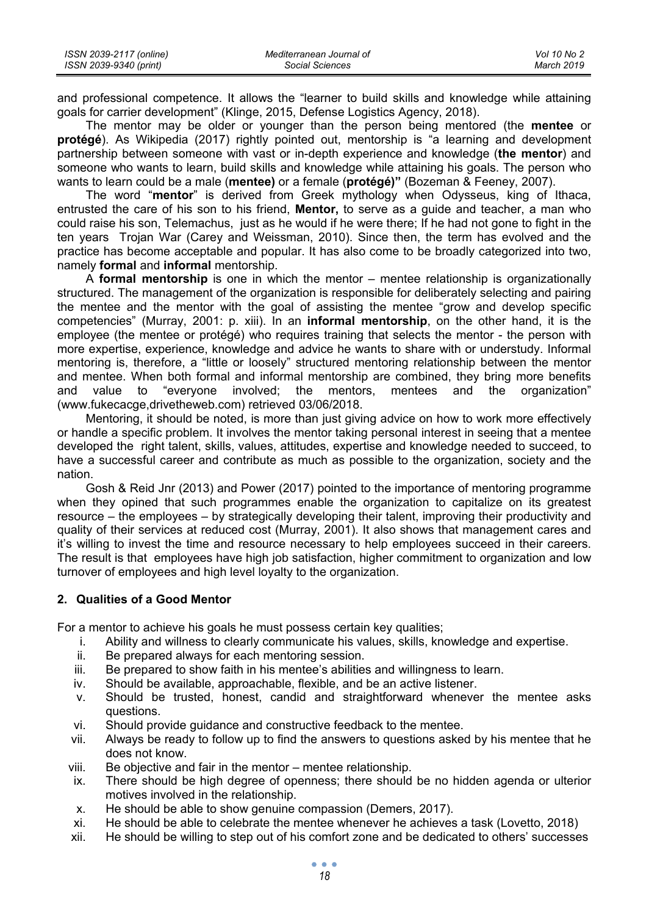and professional competence. It allows the "learner to build skills and knowledge while attaining goals for carrier development" (Klinge, 2015, Defense Logistics Agency, 2018).

The mentor may be older or younger than the person being mentored (the **mentee** or **protégé**). As Wikipedia (2017) rightly pointed out, mentorship is "a learning and development partnership between someone with vast or in-depth experience and knowledge (**the mentor**) and someone who wants to learn, build skills and knowledge while attaining his goals. The person who wants to learn could be a male (**mentee)** or a female (**protégé)"** (Bozeman & Feeney, 2007).

The word "**mentor**" is derived from Greek mythology when Odysseus, king of Ithaca, entrusted the care of his son to his friend, **Mentor,** to serve as a guide and teacher, a man who could raise his son, Telemachus, just as he would if he were there; If he had not gone to fight in the ten years Trojan War (Carey and Weissman, 2010). Since then, the term has evolved and the practice has become acceptable and popular. It has also come to be broadly categorized into two, namely **formal** and **informal** mentorship.

A **formal mentorship** is one in which the mentor – mentee relationship is organizationally structured. The management of the organization is responsible for deliberately selecting and pairing the mentee and the mentor with the goal of assisting the mentee "grow and develop specific competencies" (Murray, 2001: p. xiii). In an **informal mentorship**, on the other hand, it is the employee (the mentee or protégé) who requires training that selects the mentor - the person with more expertise, experience, knowledge and advice he wants to share with or understudy. Informal mentoring is, therefore, a "little or loosely" structured mentoring relationship between the mentor and mentee. When both formal and informal mentorship are combined, they bring more benefits and value to "everyone involved; the mentors, mentees and the organization" (www.fukecacge,drivetheweb.com) retrieved 03/06/2018.

Mentoring, it should be noted, is more than just giving advice on how to work more effectively or handle a specific problem. It involves the mentor taking personal interest in seeing that a mentee developed the right talent, skills, values, attitudes, expertise and knowledge needed to succeed, to have a successful career and contribute as much as possible to the organization, society and the nation.

Gosh & Reid Jnr (2013) and Power (2017) pointed to the importance of mentoring programme when they opined that such programmes enable the organization to capitalize on its greatest resource – the employees – by strategically developing their talent, improving their productivity and quality of their services at reduced cost (Murray, 2001). It also shows that management cares and it's willing to invest the time and resource necessary to help employees succeed in their careers. The result is that employees have high job satisfaction, higher commitment to organization and low turnover of employees and high level loyalty to the organization.

## 2. Qualities of a Good Mentor

For a mentor to achieve his goals he must possess certain key qualities;

i. Ability and willness to clearly communicate his values, skills, knowledge and expertise.
ii. Be prepared always for each mentoring session.
iii. Be prepared to show faith in his mentee's abilities and willingness to learn.
iv. Should be available, approachable, flexible, and be an active listener.
v. Should be trusted, honest, candid and straightforward whenever the mentee asks questions.
vi. Should provide guidance and constructive feedback to the mentee.
vii. Always be ready to follow up to find the answers to questions asked by his mentee that he does not know.
viii. Be objective and fair in the mentor – mentee relationship.
ix. There should be high degree of openness; there should be no hidden agenda or ulterior motives involved in the relationship.
x. He should be able to show genuine compassion (Demers, 2017).
xi. He should be able to celebrate the mentee whenever he achieves a task (Lovetto, 2018)
xii. He should be willing to step out of his comfort zone and be dedicated to others' successes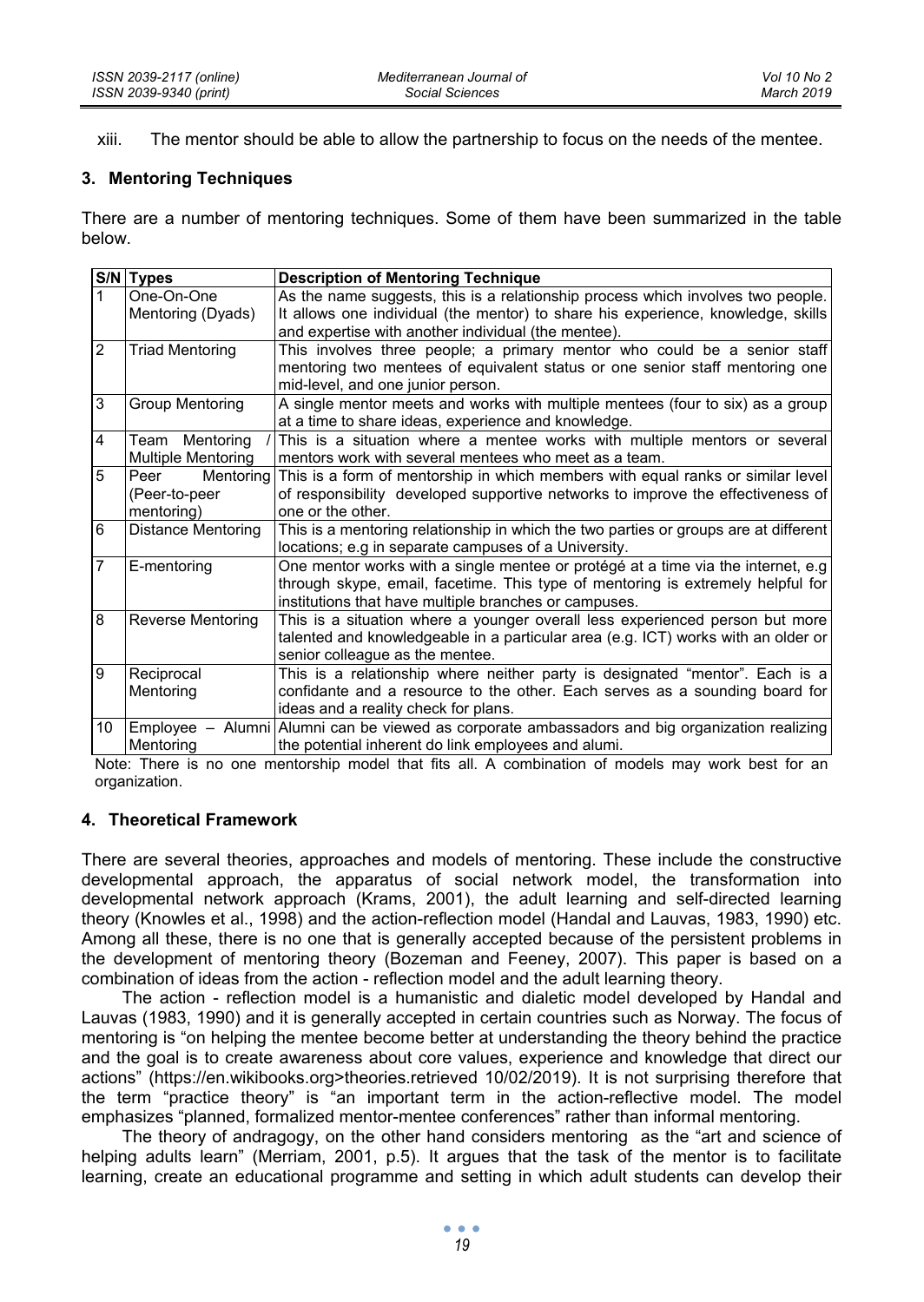xiii. The mentor should be able to allow the partnership to focus on the needs of the mentee.

## 3. Mentoring Techniques

There are a number of mentoring techniques. Some of them have been summarized in the table below.

| S/N | Types | Description of Mentoring Technique |
|---|---|---|
| 1 | One-On-One Mentoring (Dyads) | As the name suggests, this is a relationship process which involves two people. It allows one individual (the mentor) to share his experience, knowledge, skills and expertise with another individual (the mentee). |
| 2 | Triad Mentoring | This involves three people; a primary mentor who could be a senior staff mentoring two mentees of equivalent status or one senior staff mentoring one mid-level, and one junior person. |
| 3 | Group Mentoring | A single mentor meets and works with multiple mentees (four to six) as a group at a time to share ideas, experience and knowledge. |
| 4 | Team Mentoring / Multiple Mentoring | This is a situation where a mentee works with multiple mentors or several mentors work with several mentees who meet as a team. |
| 5 | Peer Mentoring (Peer-to-peer mentoring) | This is a form of mentorship in which members with equal ranks or similar level of responsibility developed supportive networks to improve the effectiveness of one or the other. |
| 6 | Distance Mentoring | This is a mentoring relationship in which the two parties or groups are at different locations; e.g in separate campuses of a University. |
| 7 | E-mentoring | One mentor works with a single mentee or protégé at a time via the internet, e.g through skype, email, facetime. This type of mentoring is extremely helpful for institutions that have multiple branches or campuses. |
| 8 | Reverse Mentoring | This is a situation where a younger overall less experienced person but more talented and knowledgeable in a particular area (e.g. ICT) works with an older or senior colleague as the mentee. |
| 9 | Reciprocal Mentoring | This is a relationship where neither party is designated "mentor". Each is a confidante and a resource to the other. Each serves as a sounding board for ideas and a reality check for plans. |
| 10 | Employee – Alumni Mentoring | Alumni can be viewed as corporate ambassadors and big organization realizing the potential inherent do link employees and alumi. |

Note: There is no one mentorship model that fits all. A combination of models may work best for an organization.

## 4. Theoretical Framework

There are several theories, approaches and models of mentoring. These include the constructive developmental approach, the apparatus of social network model, the transformation into developmental network approach (Krams, 2001), the adult learning and self-directed learning theory (Knowles et al., 1998) and the action-reflection model (Handal and Lauvas, 1983, 1990) etc. Among all these, there is no one that is generally accepted because of the persistent problems in the development of mentoring theory (Bozeman and Feeney, 2007). This paper is based on a combination of ideas from the action - reflection model and the adult learning theory.

The action - reflection model is a humanistic and dialetic model developed by Handal and Lauvas (1983, 1990) and it is generally accepted in certain countries such as Norway. The focus of mentoring is "on helping the mentee become better at understanding the theory behind the practice and the goal is to create awareness about core values, experience and knowledge that direct our actions" (https://en.wikibooks.org>theories.retrieved 10/02/2019). It is not surprising therefore that the term "practice theory" is "an important term in the action-reflective model. The model emphasizes "planned, formalized mentor-mentee conferences" rather than informal mentoring.

The theory of andragogy, on the other hand considers mentoring as the "art and science of helping adults learn" (Merriam, 2001, p.5). It argues that the task of the mentor is to facilitate learning, create an educational programme and setting in which adult students can develop their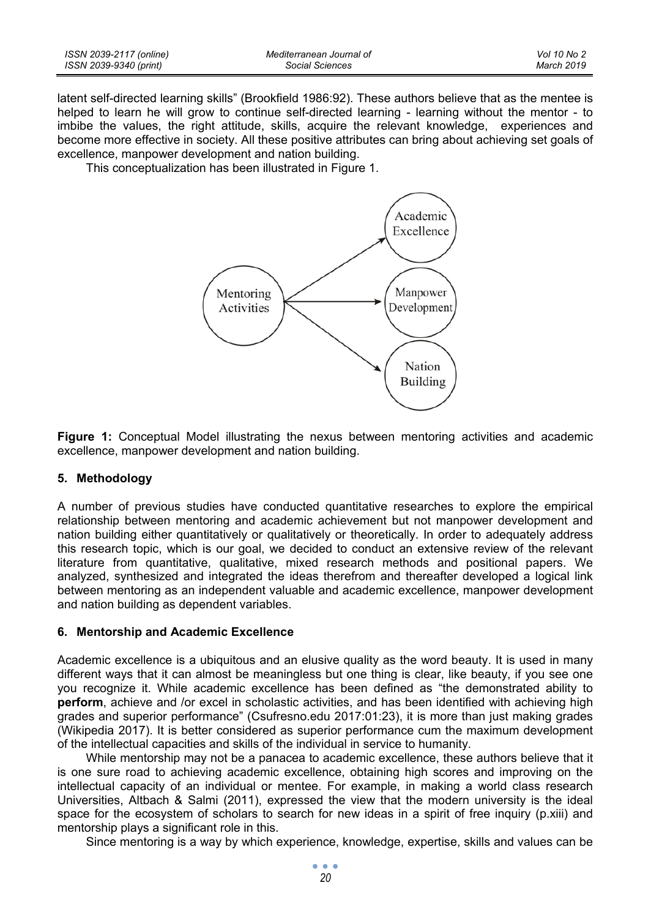latent self-directed learning skills" (Brookfield 1986:92). These authors believe that as the mentee is helped to learn he will grow to continue self-directed learning - learning without the mentor - to imbibe the values, the right attitude, skills, acquire the relevant knowledge, experiences and become more effective in society. All these positive attributes can bring about achieving set goals of excellence, manpower development and nation building.

This conceptualization has been illustrated in Figure 1.

**Figure 1:** Conceptual Model illustrating the nexus between mentoring activities and academic excellence, manpower development and nation building.

## 5. Methodology

A number of previous studies have conducted quantitative researches to explore the empirical relationship between mentoring and academic achievement but not manpower development and nation building either quantitatively or qualitatively or theoretically. In order to adequately address this research topic, which is our goal, we decided to conduct an extensive review of the relevant literature from quantitative, qualitative, mixed research methods and positional papers. We analyzed, synthesized and integrated the ideas therefrom and thereafter developed a logical link between mentoring as an independent valuable and academic excellence, manpower development and nation building as dependent variables.

## 6. Mentorship and Academic Excellence

Academic excellence is a ubiquitous and an elusive quality as the word beauty. It is used in many different ways that it can almost be meaningless but one thing is clear, like beauty, if you see one you recognize it. While academic excellence has been defined as "the demonstrated ability to **perform**, achieve and /or excel in scholastic activities, and has been identified with achieving high grades and superior performance" (Csufresno.edu 2017:01:23), it is more than just making grades (Wikipedia 2017). It is better considered as superior performance cum the maximum development of the intellectual capacities and skills of the individual in service to humanity.

While mentorship may not be a panacea to academic excellence, these authors believe that it is one sure road to achieving academic excellence, obtaining high scores and improving on the intellectual capacity of an individual or mentee. For example, in making a world class research Universities, Altbach & Salmi (2011), expressed the view that the modern university is the ideal space for the ecosystem of scholars to search for new ideas in a spirit of free inquiry (p.xiii) and mentorship plays a significant role in this.

Since mentoring is a way by which experience, knowledge, expertise, skills and values can be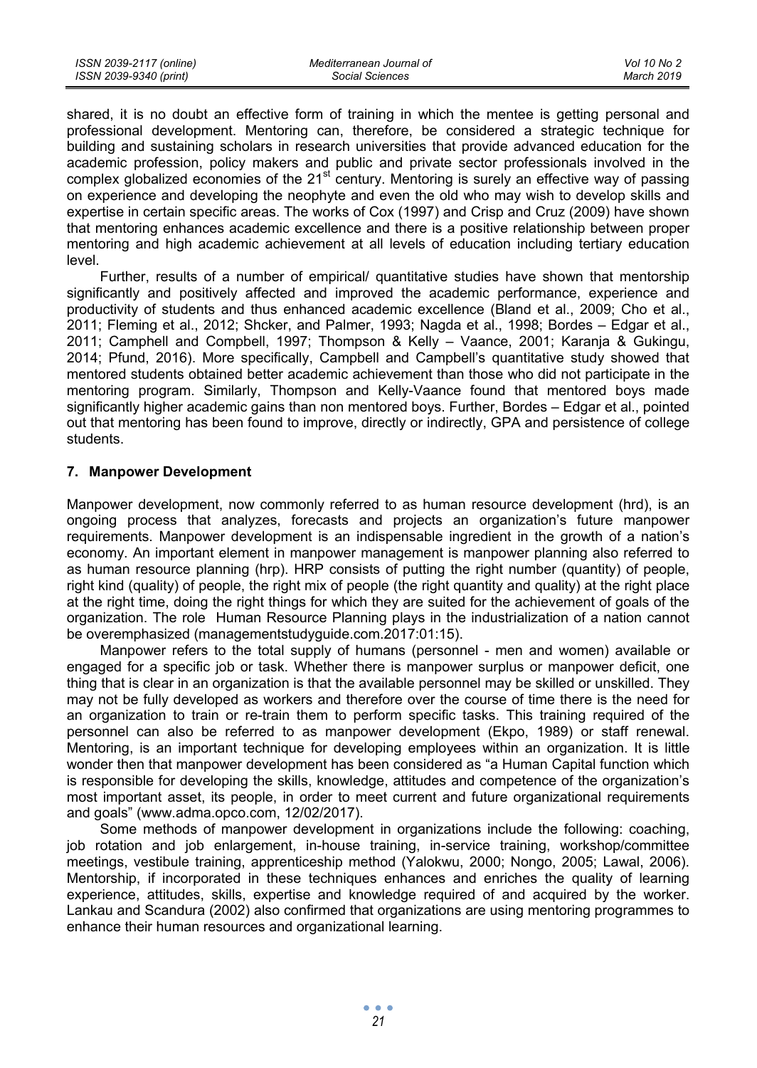shared, it is no doubt an effective form of training in which the mentee is getting personal and professional development. Mentoring can, therefore, be considered a strategic technique for building and sustaining scholars in research universities that provide advanced education for the academic profession, policy makers and public and private sector professionals involved in the complex globalized economies of the 21st century. Mentoring is surely an effective way of passing on experience and developing the neophyte and even the old who may wish to develop skills and expertise in certain specific areas. The works of Cox (1997) and Crisp and Cruz (2009) have shown that mentoring enhances academic excellence and there is a positive relationship between proper mentoring and high academic achievement at all levels of education including tertiary education level.

Further, results of a number of empirical/ quantitative studies have shown that mentorship significantly and positively affected and improved the academic performance, experience and productivity of students and thus enhanced academic excellence (Bland et al., 2009; Cho et al., 2011; Fleming et al., 2012; Shcker, and Palmer, 1993; Nagda et al., 1998; Bordes – Edgar et al., 2011; Camphell and Compbell, 1997; Thompson & Kelly – Vaance, 2001; Karanja & Gukingu, 2014; Pfund, 2016). More specifically, Campbell and Campbell's quantitative study showed that mentored students obtained better academic achievement than those who did not participate in the mentoring program. Similarly, Thompson and Kelly-Vaance found that mentored boys made significantly higher academic gains than non mentored boys. Further, Bordes – Edgar et al., pointed out that mentoring has been found to improve, directly or indirectly, GPA and persistence of college students.

## 7. Manpower Development

Manpower development, now commonly referred to as human resource development (hrd), is an ongoing process that analyzes, forecasts and projects an organization's future manpower requirements. Manpower development is an indispensable ingredient in the growth of a nation's economy. An important element in manpower management is manpower planning also referred to as human resource planning (hrp). HRP consists of putting the right number (quantity) of people, right kind (quality) of people, the right mix of people (the right quantity and quality) at the right place at the right time, doing the right things for which they are suited for the achievement of goals of the organization. The role Human Resource Planning plays in the industrialization of a nation cannot be overemphasized (managementstudyguide.com.2017:01:15).

Manpower refers to the total supply of humans (personnel - men and women) available or engaged for a specific job or task. Whether there is manpower surplus or manpower deficit, one thing that is clear in an organization is that the available personnel may be skilled or unskilled. They may not be fully developed as workers and therefore over the course of time there is the need for an organization to train or re-train them to perform specific tasks. This training required of the personnel can also be referred to as manpower development (Ekpo, 1989) or staff renewal. Mentoring, is an important technique for developing employees within an organization. It is little wonder then that manpower development has been considered as "a Human Capital function which is responsible for developing the skills, knowledge, attitudes and competence of the organization's most important asset, its people, in order to meet current and future organizational requirements and goals" (www.adma.opco.com, 12/02/2017).

Some methods of manpower development in organizations include the following: coaching, job rotation and job enlargement, in-house training, in-service training, workshop/committee meetings, vestibule training, apprenticeship method (Yalokwu, 2000; Nongo, 2005; Lawal, 2006). Mentorship, if incorporated in these techniques enhances and enriches the quality of learning experience, attitudes, skills, expertise and knowledge required of and acquired by the worker. Lankau and Scandura (2002) also confirmed that organizations are using mentoring programmes to enhance their human resources and organizational learning.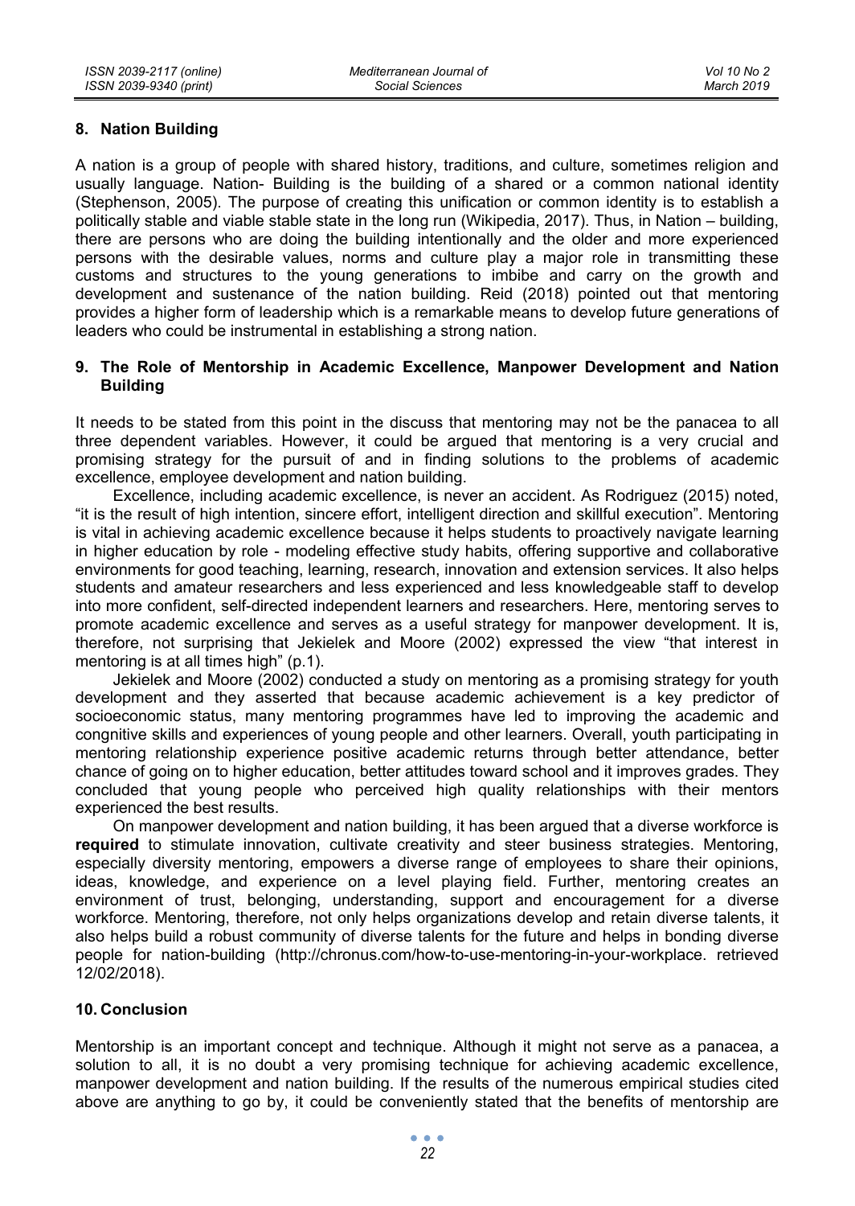## 8. Nation Building

A nation is a group of people with shared history, traditions, and culture, sometimes religion and usually language. Nation- Building is the building of a shared or a common national identity (Stephenson, 2005). The purpose of creating this unification or common identity is to establish a politically stable and viable stable state in the long run (Wikipedia, 2017). Thus, in Nation – building, there are persons who are doing the building intentionally and the older and more experienced persons with the desirable values, norms and culture play a major role in transmitting these customs and structures to the young generations to imbibe and carry on the growth and development and sustenance of the nation building. Reid (2018) pointed out that mentoring provides a higher form of leadership which is a remarkable means to develop future generations of leaders who could be instrumental in establishing a strong nation.

## 9. The Role of Mentorship in Academic Excellence, Manpower Development and Nation Building

It needs to be stated from this point in the discuss that mentoring may not be the panacea to all three dependent variables. However, it could be argued that mentoring is a very crucial and promising strategy for the pursuit of and in finding solutions to the problems of academic excellence, employee development and nation building.

Excellence, including academic excellence, is never an accident. As Rodriguez (2015) noted, "it is the result of high intention, sincere effort, intelligent direction and skillful execution". Mentoring is vital in achieving academic excellence because it helps students to proactively navigate learning in higher education by role - modeling effective study habits, offering supportive and collaborative environments for good teaching, learning, research, innovation and extension services. It also helps students and amateur researchers and less experienced and less knowledgeable staff to develop into more confident, self-directed independent learners and researchers. Here, mentoring serves to promote academic excellence and serves as a useful strategy for manpower development. It is, therefore, not surprising that Jekielek and Moore (2002) expressed the view "that interest in mentoring is at all times high" (p.1).

Jekielek and Moore (2002) conducted a study on mentoring as a promising strategy for youth development and they asserted that because academic achievement is a key predictor of socioeconomic status, many mentoring programmes have led to improving the academic and congnitive skills and experiences of young people and other learners. Overall, youth participating in mentoring relationship experience positive academic returns through better attendance, better chance of going on to higher education, better attitudes toward school and it improves grades. They concluded that young people who perceived high quality relationships with their mentors experienced the best results.

On manpower development and nation building, it has been argued that a diverse workforce is **required** to stimulate innovation, cultivate creativity and steer business strategies. Mentoring, especially diversity mentoring, empowers a diverse range of employees to share their opinions, ideas, knowledge, and experience on a level playing field. Further, mentoring creates an environment of trust, belonging, understanding, support and encouragement for a diverse workforce. Mentoring, therefore, not only helps organizations develop and retain diverse talents, it also helps build a robust community of diverse talents for the future and helps in bonding diverse people for nation-building (http://chronus.com/how-to-use-mentoring-in-your-workplace. retrieved 12/02/2018).

## 10. Conclusion

Mentorship is an important concept and technique. Although it might not serve as a panacea, a solution to all, it is no doubt a very promising technique for achieving academic excellence, manpower development and nation building. If the results of the numerous empirical studies cited above are anything to go by, it could be conveniently stated that the benefits of mentorship are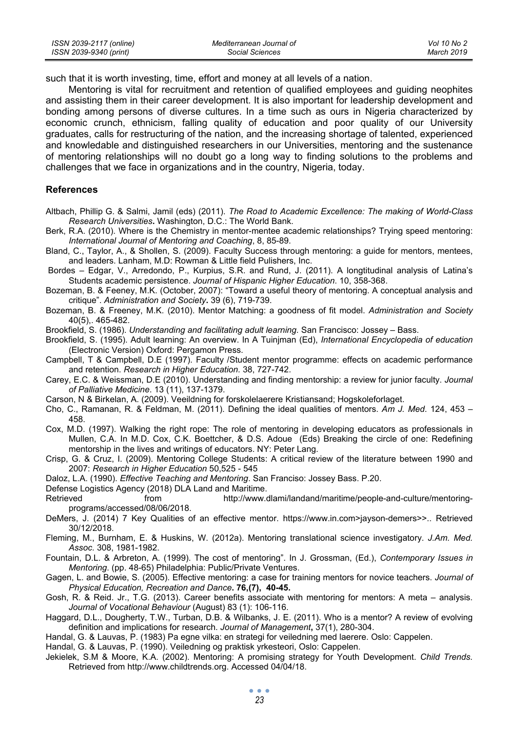such that it is worth investing, time, effort and money at all levels of a nation.

Mentoring is vital for recruitment and retention of qualified employees and guiding neophites and assisting them in their career development. It is also important for leadership development and bonding among persons of diverse cultures. In a time such as ours in Nigeria characterized by economic crunch, ethnicism, falling quality of education and poor quality of our University graduates, calls for restructuring of the nation, and the increasing shortage of talented, experienced and knowledable and distinguished researchers in our Universities, mentoring and the sustenance of mentoring relationships will no doubt go a long way to finding solutions to the problems and challenges that we face in organizations and in the country, Nigeria, today.

## References

Altbach, Phillip G. & Salmi, Jamil (eds) (2011). *The Road to Academic Excellence: The making of World-Class Research Universities***.** Washington, D.C.: The World Bank.

Berk, R.A. (2010). Where is the Chemistry in mentor-mentee academic relationships? Trying speed mentoring: *International Journal of Mentoring and Coaching*, 8, 85-89.

Bland, C., Taylor, A., & Shollen, S. (2009). Faculty Success through mentoring: a guide for mentors, mentees, and leaders. Lanham, M.D: Rowman & Little field Pulishers, Inc.

Bordes – Edgar, V., Arredondo, P., Kurpius, S.R. and Rund, J. (2011). A longtitudinal analysis of Latina's Students academic persistence. *Journal of Hispanic Higher Education*. 10, 358-368.

Bozeman, B. & Feeney, M.K. (October, 2007): "Toward a useful theory of mentoring. A conceptual analysis and critique". *Administration and Society***.** 39 (6), 719-739.

Bozeman, B. & Freeney, M.K. (2010). Mentor Matching: a goodness of fit model. *Administration and Society* 40(5),. 465-482.

Brookfield, S. (1986). *Understanding and facilitating adult learning.* San Francisco: Jossey – Bass.

Brookfield, S. (1995). Adult learning: An overview. In A Tuinjman (Ed), *International Encyclopedia of education* (Electronic Version) Oxford: Pergamon Press.

Campbell, T & Campbell, D.E (1997). Faculty /Student mentor programme: effects on academic performance and retention. *Research in Higher Education.* 38, 727-742.

Carey, E.C. & Weissman, D.E (2010). Understanding and finding mentorship: a review for junior faculty. *Journal of Palliative Medicine*. 13 (11), 137-1379.

Carson, N & Birkelan, A. (2009). Veeildning for forskolelaerere Kristiansand; Hogskoleforlaget.

Cho, C., Ramanan, R. & Feldman, M. (2011). Defining the ideal qualities of mentors. *Am J. Med*. 124, 453 – 458.

Cox, M.D. (1997). Walking the right rope: The role of mentoring in developing educators as professionals in Mullen, C.A. In M.D. Cox, C.K. Boettcher, & D.S. Adoue (Eds) Breaking the circle of one: Redefining mentorship in the lives and writings of educators. NY: Peter Lang.

Crisp, G. & Cruz, I. (2009). Mentoring College Students: A critical review of the literature between 1990 and 2007: *Research in Higher Education* 50,525 - 545

Daloz, L.A. (1990). *Effective Teaching and Mentoring*. San Franciso: Jossey Bass. P.20.

Defense Logistics Agency (2018) DLA Land and Maritime.

Retrieved from http://www.dlami/landand/maritime/people-and-culture/mentoring-programs/accessed/08/06/2018.

DeMers, J. (2014) 7 Key Qualities of an effective mentor. https://www.in.com>jayson-demers>>.. Retrieved 30/12/2018.

Fleming, M., Burnham, E. & Huskins, W. (2012a). Mentoring translational science investigatory. *J.Am. Med. Assoc.* 308, 1981-1982.

Fountain, D.L. & Arbreton, A. (1999). The cost of mentoring". In J. Grossman, (Ed.), *Contemporary Issues in Mentoring*. (pp. 48-65) Philadelphia: Public/Private Ventures.

Gagen, L. and Bowie, S. (2005). Effective mentoring: a case for training mentors for novice teachers. *Journal of Physical Education, Recreation and Dance***. 76,(7), 40-45.**

Gosh, R. & Reid. Jr., T.G. (2013). Career benefits associate with mentoring for mentors: A meta – analysis. *Journal of Vocational Behaviour* (August) 83 (1): 106-116.

Haggard, D.L., Dougherty, T.W., Turban, D.B. & Wilbanks, J. E. (2011). Who is a mentor? A review of evolving definition and implications for research. *Journal of Management***,** 37(1), 280-304.

Handal, G. & Lauvas, P. (1983) Pa egne vilka: en strategi for veiledning med laerere. Oslo: Cappelen.

Handal, G. & Lauvas, P. (1990). Veiledning og praktisk yrkesteori, Oslo: Cappelen.

Jekielek, S.M & Moore, K.A. (2002). Mentoring: A promising strategy for Youth Development. *Child Trends.* Retrieved from http://www.childtrends.org. Accessed 04/04/18.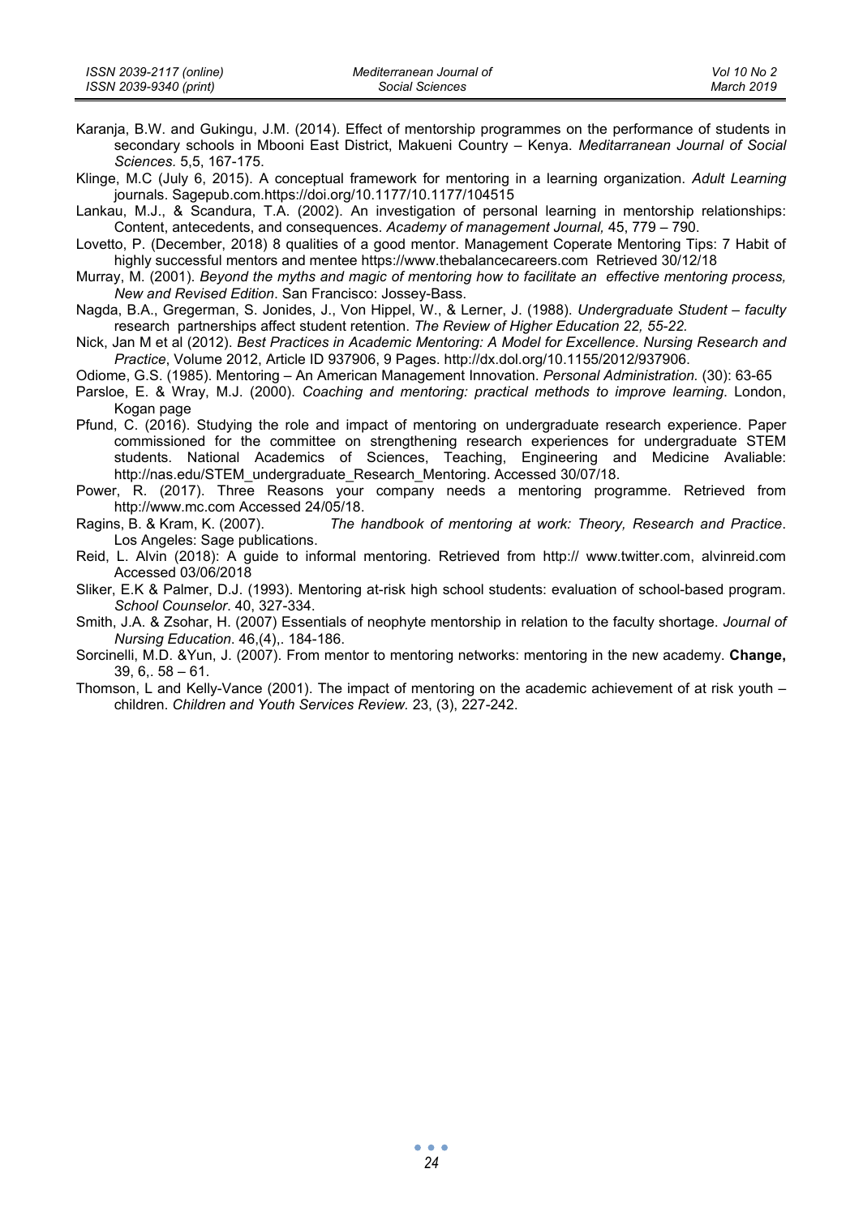Karanja, B.W. and Gukingu, J.M. (2014). Effect of mentorship programmes on the performance of students in secondary schools in Mbooni East District, Makueni Country – Kenya. *Meditarranean Journal of Social Sciences.* 5,5, 167-175.

Klinge, M.C (July 6, 2015). A conceptual framework for mentoring in a learning organization. *Adult Learning* journals. Sagepub.com.https://doi.org/10.1177/10.1177/104515

Lankau, M.J., & Scandura, T.A. (2002). An investigation of personal learning in mentorship relationships: Content, antecedents, and consequences. *Academy of management Journal,* 45, 779 – 790.

Lovetto, P. (December, 2018) 8 qualities of a good mentor. Management Coperate Mentoring Tips: 7 Habit of highly successful mentors and mentee https://www.thebalancecareers.com Retrieved 30/12/18

Murray, M. (2001). *Beyond the myths and magic of mentoring how to facilitate an effective mentoring process, New and Revised Edition*. San Francisco: Jossey-Bass.

Nagda, B.A., Gregerman, S. Jonides, J., Von Hippel, W., & Lerner, J. (1988). *Undergraduate Student – faculty* research partnerships affect student retention. *The Review of Higher Education 22, 55-22.*

Nick, Jan M et al (2012). *Best Practices in Academic Mentoring: A Model for Excellence*. *Nursing Research and Practice*, Volume 2012, Article ID 937906, 9 Pages. http://dx.dol.org/10.1155/2012/937906.

Odiome, G.S. (1985). Mentoring – An American Management Innovation. *Personal Administration.* (30): 63-65

Parsloe, E. & Wray, M.J. (2000). *Coaching and mentoring: practical methods to improve learning*. London, Kogan page

Pfund, C. (2016). Studying the role and impact of mentoring on undergraduate research experience. Paper commissioned for the committee on strengthening research experiences for undergraduate STEM students. National Academics of Sciences, Teaching, Engineering and Medicine Avaliable: http://nas.edu/STEM_undergraduate_Research_Mentoring. Accessed 30/07/18.

Power, R. (2017). Three Reasons your company needs a mentoring programme. Retrieved from http://www.mc.com Accessed 24/05/18.

Ragins, B. & Kram, K. (2007). *The handbook of mentoring at work: Theory, Research and Practice*. Los Angeles: Sage publications.

Reid, L. Alvin (2018): A guide to informal mentoring. Retrieved from http:// www.twitter.com, alvinreid.com Accessed 03/06/2018

Sliker, E.K & Palmer, D.J. (1993). Mentoring at-risk high school students: evaluation of school-based program. *School Counselor*. 40, 327-334.

Smith, J.A. & Zsohar, H. (2007) Essentials of neophyte mentorship in relation to the faculty shortage. *Journal of Nursing Education*. 46,(4),. 184-186.

Sorcinelli, M.D. &Yun, J. (2007). From mentor to mentoring networks: mentoring in the new academy. **Change,** 39, 6,. 58 – 61.

Thomson, L and Kelly-Vance (2001). The impact of mentoring on the academic achievement of at risk youth – children. *Children and Youth Services Review*. 23, (3), 227-242.